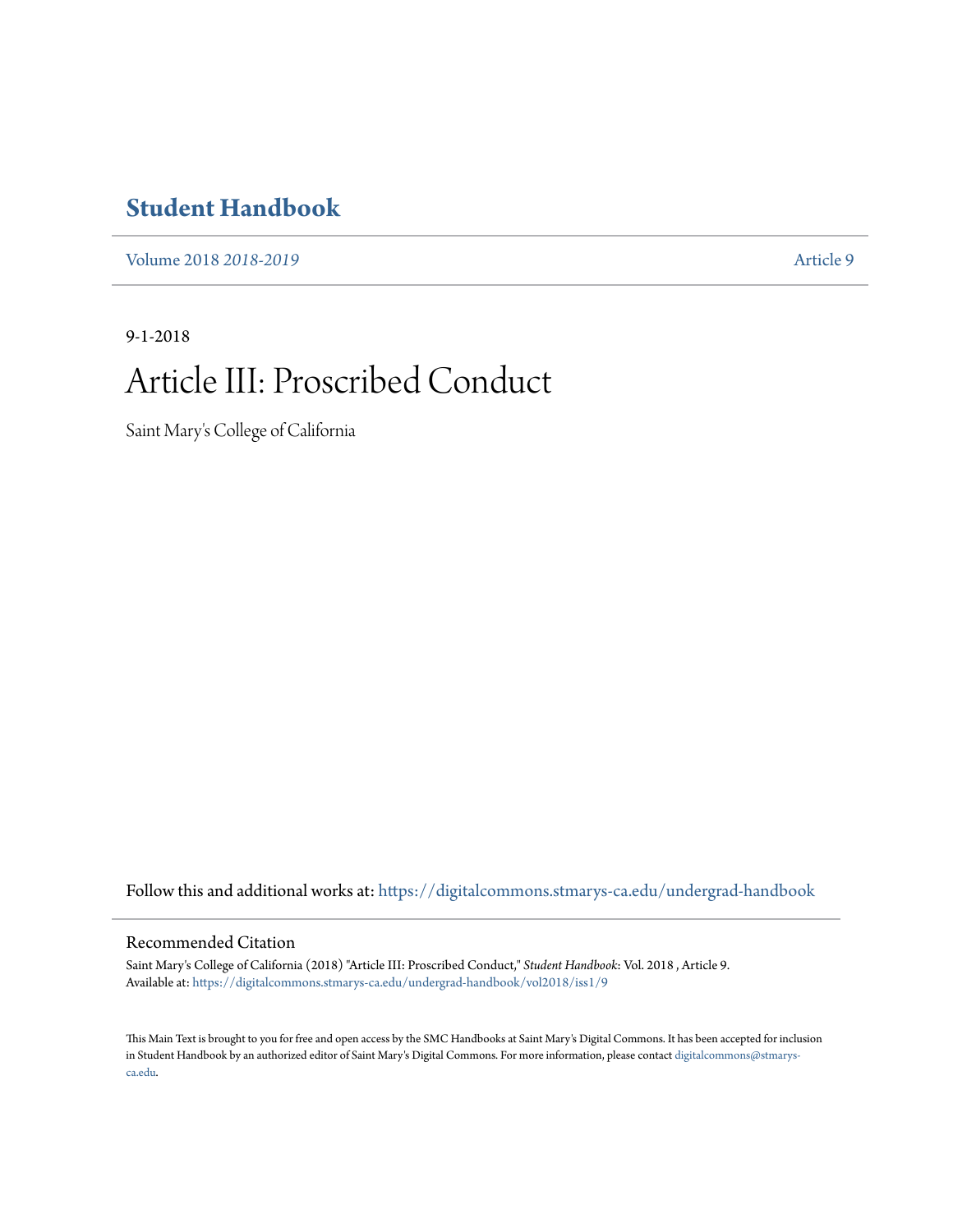# Student Handbook

Volume 2018 *2018-2019* Article 9

9-1-2018

# Article III: Proscribed Conduct

Saint Mary's College of California

Follow this and additional works at: https://digitalcommons.stmarys-ca.edu/undergrad-handbook

## Recommended Citation

Saint Mary's College of California (2018) "Article III: Proscribed Conduct," *Student Handbook*: Vol. 2018 , Article 9.
Available at: https://digitalcommons.stmarys-ca.edu/undergrad-handbook/vol2018/iss1/9

This Main Text is brought to you for free and open access by the SMC Handbooks at Saint Mary's Digital Commons. It has been accepted for inclusion in Student Handbook by an authorized editor of Saint Mary's Digital Commons. For more information, please contact digitalcommons@stmarys-ca.edu.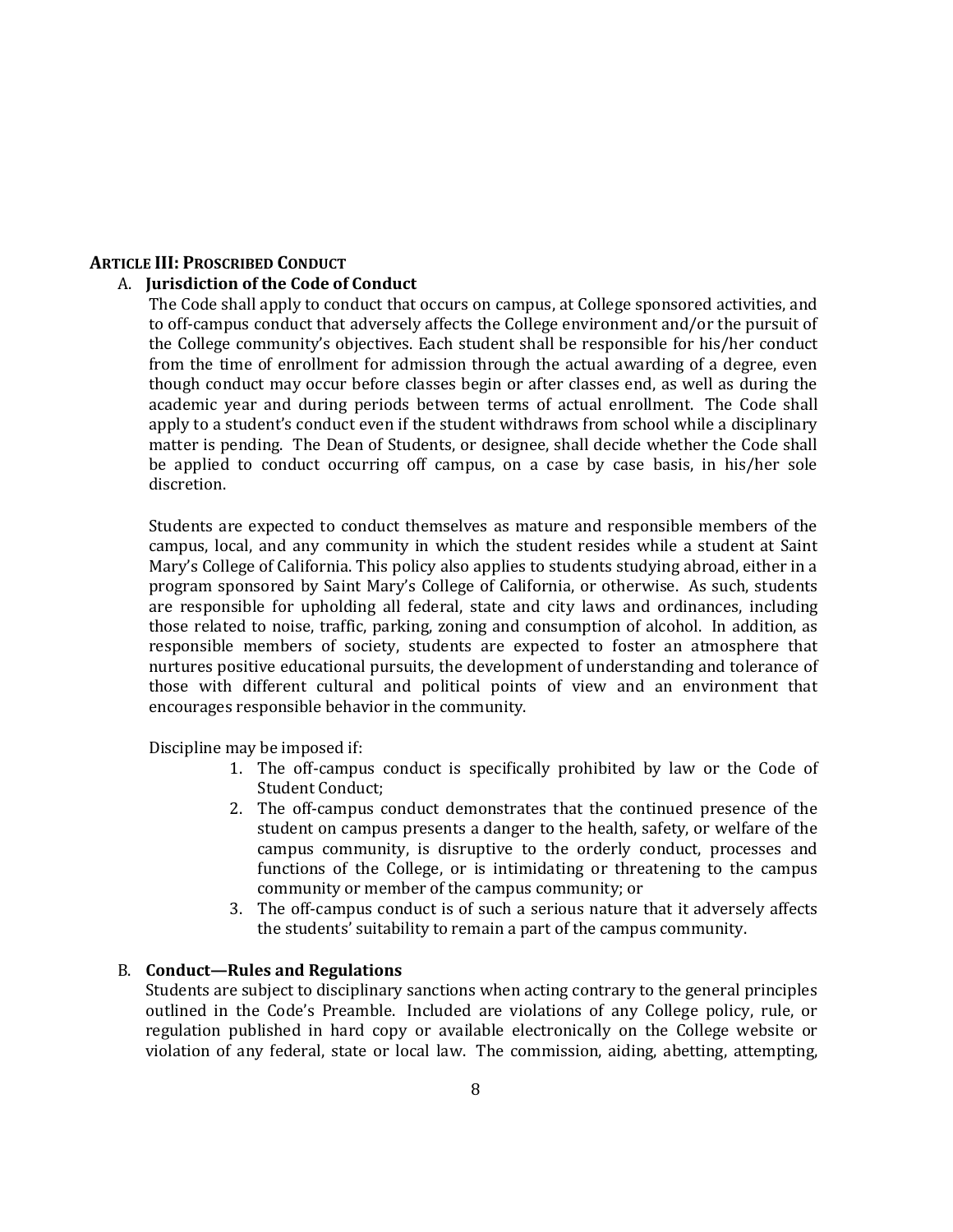## ARTICLE III: PROSCRIBED CONDUCT

A. **Jurisdiction of the Code of Conduct**

The Code shall apply to conduct that occurs on campus, at College sponsored activities, and to off-campus conduct that adversely affects the College environment and/or the pursuit of the College community's objectives. Each student shall be responsible for his/her conduct from the time of enrollment for admission through the actual awarding of a degree, even though conduct may occur before classes begin or after classes end, as well as during the academic year and during periods between terms of actual enrollment. The Code shall apply to a student's conduct even if the student withdraws from school while a disciplinary matter is pending. The Dean of Students, or designee, shall decide whether the Code shall be applied to conduct occurring off campus, on a case by case basis, in his/her sole discretion.

Students are expected to conduct themselves as mature and responsible members of the campus, local, and any community in which the student resides while a student at Saint Mary's College of California. This policy also applies to students studying abroad, either in a program sponsored by Saint Mary's College of California, or otherwise. As such, students are responsible for upholding all federal, state and city laws and ordinances, including those related to noise, traffic, parking, zoning and consumption of alcohol. In addition, as responsible members of society, students are expected to foster an atmosphere that nurtures positive educational pursuits, the development of understanding and tolerance of those with different cultural and political points of view and an environment that encourages responsible behavior in the community.

Discipline may be imposed if:

1. The off-campus conduct is specifically prohibited by law or the Code of Student Conduct;
2. The off-campus conduct demonstrates that the continued presence of the student on campus presents a danger to the health, safety, or welfare of the campus community, is disruptive to the orderly conduct, processes and functions of the College, or is intimidating or threatening to the campus community or member of the campus community; or
3. The off-campus conduct is of such a serious nature that it adversely affects the students' suitability to remain a part of the campus community.

B. **Conduct—Rules and Regulations**

Students are subject to disciplinary sanctions when acting contrary to the general principles outlined in the Code's Preamble. Included are violations of any College policy, rule, or regulation published in hard copy or available electronically on the College website or violation of any federal, state or local law. The commission, aiding, abetting, attempting,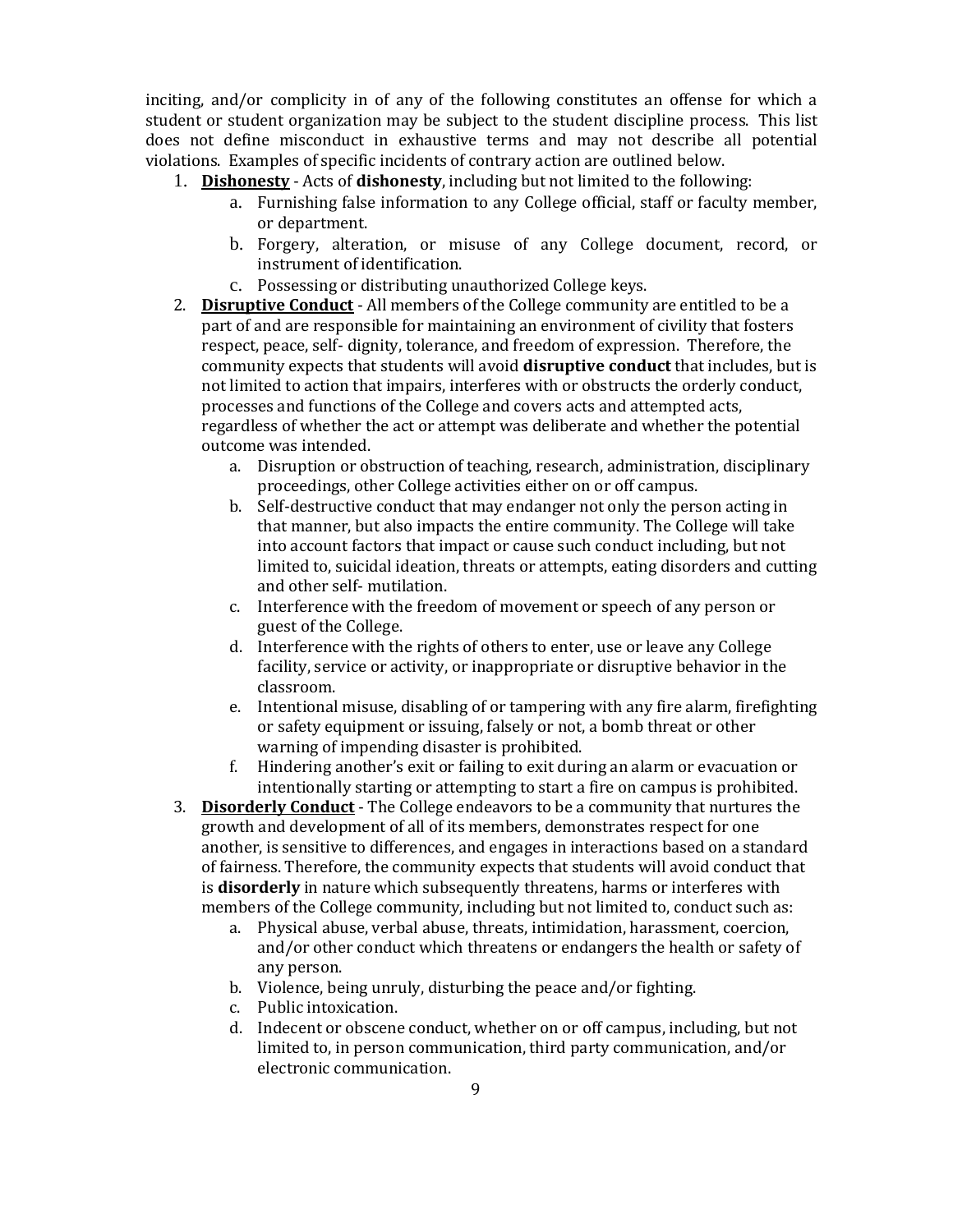inciting, and/or complicity in of any of the following constitutes an offense for which a student or student organization may be subject to the student discipline process. This list does not define misconduct in exhaustive terms and may not describe all potential violations. Examples of specific incidents of contrary action are outlined below.

1. **Dishonesty** - Acts of **dishonesty**, including but not limited to the following:
    a. Furnishing false information to any College official, staff or faculty member, or department.
    b. Forgery, alteration, or misuse of any College document, record, or instrument of identification.
    c. Possessing or distributing unauthorized College keys.
2. **Disruptive Conduct** - All members of the College community are entitled to be a part of and are responsible for maintaining an environment of civility that fosters respect, peace, self- dignity, tolerance, and freedom of expression. Therefore, the community expects that students will avoid **disruptive conduct** that includes, but is not limited to action that impairs, interferes with or obstructs the orderly conduct, processes and functions of the College and covers acts and attempted acts, regardless of whether the act or attempt was deliberate and whether the potential outcome was intended.
    a. Disruption or obstruction of teaching, research, administration, disciplinary proceedings, other College activities either on or off campus.
    b. Self-destructive conduct that may endanger not only the person acting in that manner, but also impacts the entire community. The College will take into account factors that impact or cause such conduct including, but not limited to, suicidal ideation, threats or attempts, eating disorders and cutting and other self- mutilation.
    c. Interference with the freedom of movement or speech of any person or guest of the College.
    d. Interference with the rights of others to enter, use or leave any College facility, service or activity, or inappropriate or disruptive behavior in the classroom.
    e. Intentional misuse, disabling of or tampering with any fire alarm, firefighting or safety equipment or issuing, falsely or not, a bomb threat or other warning of impending disaster is prohibited.
    f. Hindering another's exit or failing to exit during an alarm or evacuation or intentionally starting or attempting to start a fire on campus is prohibited.
3. **Disorderly Conduct** - The College endeavors to be a community that nurtures the growth and development of all of its members, demonstrates respect for one another, is sensitive to differences, and engages in interactions based on a standard of fairness. Therefore, the community expects that students will avoid conduct that is **disorderly** in nature which subsequently threatens, harms or interferes with members of the College community, including but not limited to, conduct such as:
    a. Physical abuse, verbal abuse, threats, intimidation, harassment, coercion, and/or other conduct which threatens or endangers the health or safety of any person.
    b. Violence, being unruly, disturbing the peace and/or fighting.
    c. Public intoxication.
    d. Indecent or obscene conduct, whether on or off campus, including, but not limited to, in person communication, third party communication, and/or electronic communication.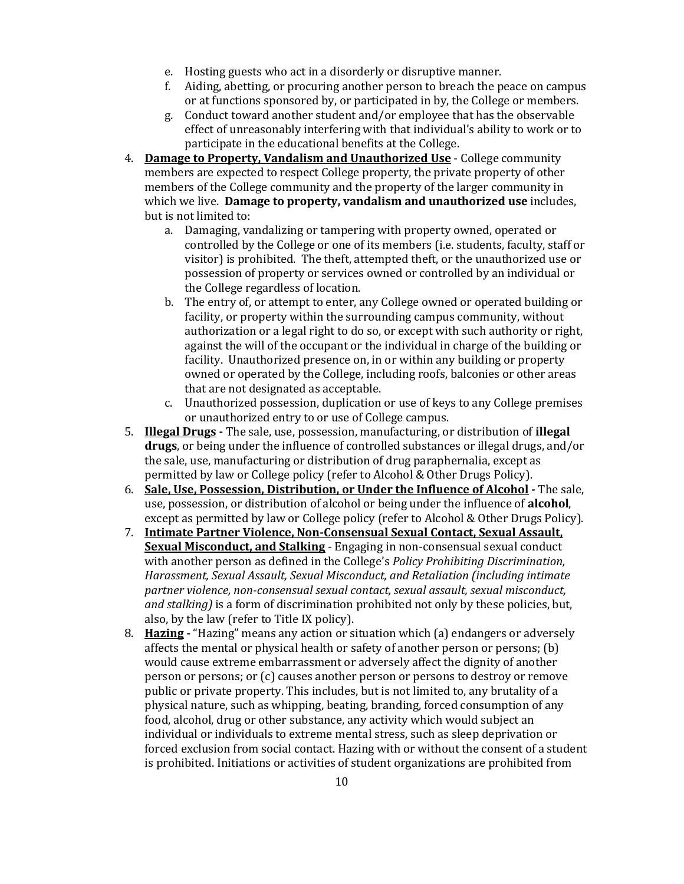e. Hosting guests who act in a disorderly or disruptive manner.
   f. Aiding, abetting, or procuring another person to breach the peace on campus or at functions sponsored by, or participated in by, the College or members.
   g. Conduct toward another student and/or employee that has the observable effect of unreasonably interfering with that individual's ability to work or to participate in the educational benefits at the College.

4. **Damage to Property, Vandalism and Unauthorized Use** - College community members are expected to respect College property, the private property of other members of the College community and the property of the larger community in which we live. **Damage to property, vandalism and unauthorized use** includes, but is not limited to:
   a. Damaging, vandalizing or tampering with property owned, operated or controlled by the College or one of its members (i.e. students, faculty, staff or visitor) is prohibited. The theft, attempted theft, or the unauthorized use or possession of property or services owned or controlled by an individual or the College regardless of location.
   b. The entry of, or attempt to enter, any College owned or operated building or facility, or property within the surrounding campus community, without authorization or a legal right to do so, or except with such authority or right, against the will of the occupant or the individual in charge of the building or facility. Unauthorized presence on, in or within any building or property owned or operated by the College, including roofs, balconies or other areas that are not designated as acceptable.
   c. Unauthorized possession, duplication or use of keys to any College premises or unauthorized entry to or use of College campus.
5. **Illegal Drugs -** The sale, use, possession, manufacturing, or distribution of **illegal drugs**, or being under the influence of controlled substances or illegal drugs, and/or the sale, use, manufacturing or distribution of drug paraphernalia, except as permitted by law or College policy (refer to Alcohol & Other Drugs Policy).
6. **Sale, Use, Possession, Distribution, or Under the Influence of Alcohol -** The sale, use, possession, or distribution of alcohol or being under the influence of **alcohol**, except as permitted by law or College policy (refer to Alcohol & Other Drugs Policy).
7. **Intimate Partner Violence, Non-Consensual Sexual Contact, Sexual Assault, Sexual Misconduct, and Stalking** - Engaging in non-consensual sexual conduct with another person as defined in the College's *Policy Prohibiting Discrimination, Harassment, Sexual Assault, Sexual Misconduct, and Retaliation (including intimate partner violence, non-consensual sexual contact, sexual assault, sexual misconduct, and stalking)* is a form of discrimination prohibited not only by these policies, but, also, by the law (refer to Title IX policy).
8. **Hazing -** "Hazing" means any action or situation which (a) endangers or adversely affects the mental or physical health or safety of another person or persons; (b) would cause extreme embarrassment or adversely affect the dignity of another person or persons; or (c) causes another person or persons to destroy or remove public or private property. This includes, but is not limited to, any brutality of a physical nature, such as whipping, beating, branding, forced consumption of any food, alcohol, drug or other substance, any activity which would subject an individual or individuals to extreme mental stress, such as sleep deprivation or forced exclusion from social contact. Hazing with or without the consent of a student is prohibited. Initiations or activities of student organizations are prohibited from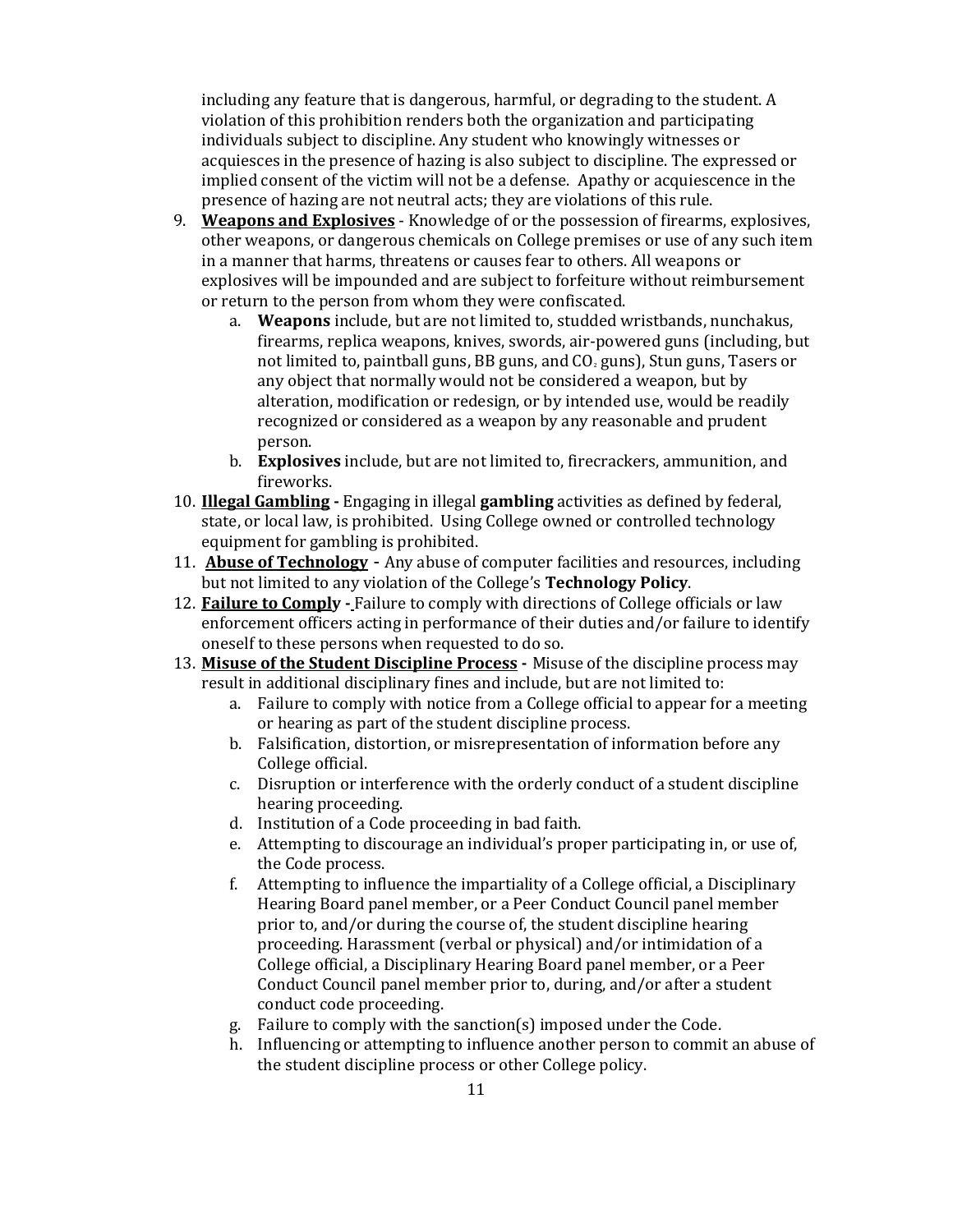including any feature that is dangerous, harmful, or degrading to the student. A violation of this prohibition renders both the organization and participating individuals subject to discipline. Any student who knowingly witnesses or acquiesces in the presence of hazing is also subject to discipline. The expressed or implied consent of the victim will not be a defense. Apathy or acquiescence in the presence of hazing are not neutral acts; they are violations of this rule.

9. **<u>Weapons and Explosives</u>** - Knowledge of or the possession of firearms, explosives, other weapons, or dangerous chemicals on College premises or use of any such item in a manner that harms, threatens or causes fear to others. All weapons or explosives will be impounded and are subject to forfeiture without reimbursement or return to the person from whom they were confiscated.
    a. **Weapons** include, but are not limited to, studded wristbands, nunchakus, firearms, replica weapons, knives, swords, air-powered guns (including, but not limited to, paintball guns, BB guns, and $CO_2$ guns), Stun guns, Tasers or any object that normally would not be considered a weapon, but by alteration, modification or redesign, or by intended use, would be readily recognized or considered as a weapon by any reasonable and prudent person.
    b. **Explosives** include, but are not limited to, firecrackers, ammunition, and fireworks.
10. **<u>Illegal Gambling</u> -** Engaging in illegal **gambling** activities as defined by federal, state, or local law, is prohibited. Using College owned or controlled technology equipment for gambling is prohibited.
11. **<u>Abuse of Technology</u>** - Any abuse of computer facilities and resources, including but not limited to any violation of the College's **Technology Policy**.
12. **<u>Failure to Comply</u> -** Failure to comply with directions of College officials or law enforcement officers acting in performance of their duties and/or failure to identify oneself to these persons when requested to do so.
13. **<u>Misuse of the Student Discipline Process</u> -** Misuse of the discipline process may result in additional disciplinary fines and include, but are not limited to:
    a. Failure to comply with notice from a College official to appear for a meeting or hearing as part of the student discipline process.
    b. Falsification, distortion, or misrepresentation of information before any College official.
    c. Disruption or interference with the orderly conduct of a student discipline hearing proceeding.
    d. Institution of a Code proceeding in bad faith.
    e. Attempting to discourage an individual's proper participating in, or use of, the Code process.
    f. Attempting to influence the impartiality of a College official, a Disciplinary Hearing Board panel member, or a Peer Conduct Council panel member prior to, and/or during the course of, the student discipline hearing proceeding. Harassment (verbal or physical) and/or intimidation of a College official, a Disciplinary Hearing Board panel member, or a Peer Conduct Council panel member prior to, during, and/or after a student conduct code proceeding.
    g. Failure to comply with the sanction(s) imposed under the Code.
    h. Influencing or attempting to influence another person to commit an abuse of the student discipline process or other College policy.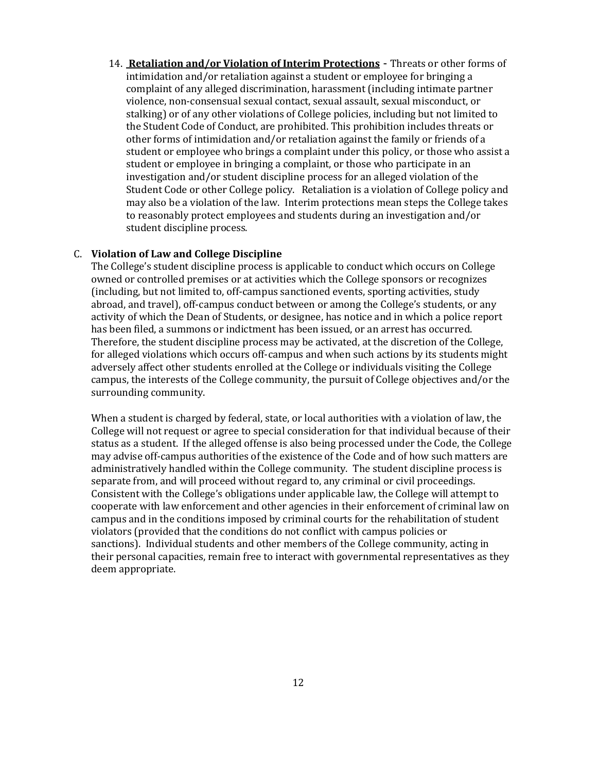14. **Retaliation and/or Violation of Interim Protections** - Threats or other forms of intimidation and/or retaliation against a student or employee for bringing a complaint of any alleged discrimination, harassment (including intimate partner violence, non-consensual sexual contact, sexual assault, sexual misconduct, or stalking) or of any other violations of College policies, including but not limited to the Student Code of Conduct, are prohibited. This prohibition includes threats or other forms of intimidation and/or retaliation against the family or friends of a student or employee who brings a complaint under this policy, or those who assist a student or employee in bringing a complaint, or those who participate in an investigation and/or student discipline process for an alleged violation of the Student Code or other College policy. Retaliation is a violation of College policy and may also be a violation of the law. Interim protections mean steps the College takes to reasonably protect employees and students during an investigation and/or student discipline process.

C. **Violation of Law and College Discipline**

The College's student discipline process is applicable to conduct which occurs on College owned or controlled premises or at activities which the College sponsors or recognizes (including, but not limited to, off-campus sanctioned events, sporting activities, study abroad, and travel), off-campus conduct between or among the College's students, or any activity of which the Dean of Students, or designee, has notice and in which a police report has been filed, a summons or indictment has been issued, or an arrest has occurred. Therefore, the student discipline process may be activated, at the discretion of the College, for alleged violations which occurs off-campus and when such actions by its students might adversely affect other students enrolled at the College or individuals visiting the College campus, the interests of the College community, the pursuit of College objectives and/or the surrounding community.

When a student is charged by federal, state, or local authorities with a violation of law, the College will not request or agree to special consideration for that individual because of their status as a student. If the alleged offense is also being processed under the Code, the College may advise off-campus authorities of the existence of the Code and of how such matters are administratively handled within the College community. The student discipline process is separate from, and will proceed without regard to, any criminal or civil proceedings. Consistent with the College's obligations under applicable law, the College will attempt to cooperate with law enforcement and other agencies in their enforcement of criminal law on campus and in the conditions imposed by criminal courts for the rehabilitation of student violators (provided that the conditions do not conflict with campus policies or sanctions). Individual students and other members of the College community, acting in their personal capacities, remain free to interact with governmental representatives as they deem appropriate.